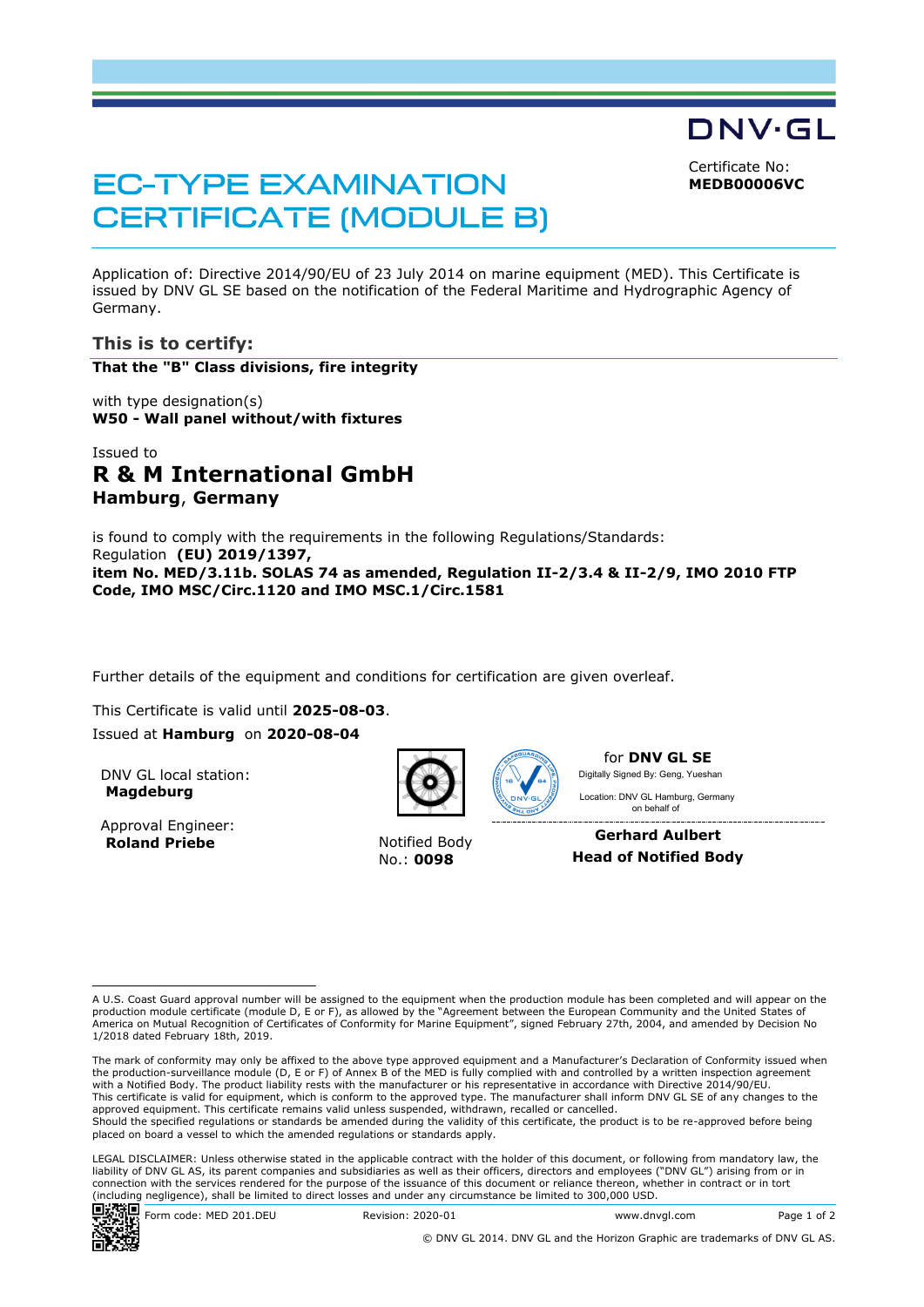DNV·GL

# EC-TYPE EXAMINATION CERTIFICATE (MODULE B)

Certificate No:
**MEDB00006VC**

Application of: Directive 2014/90/EU of 23 July 2014 on marine equipment (MED). This Certificate is issued by DNV GL SE based on the notification of the Federal Maritime and Hydrographic Agency of Germany.

## This is to certify:

**That the "B" Class divisions, fire integrity**

with type designation(s)
**W50 - Wall panel without/with fixtures**

Issued to
## R & M International GmbH
**Hamburg, Germany**

is found to comply with the requirements in the following Regulations/Standards:
Regulation **(EU) 2019/1397,**
**item No. MED/3.11b. SOLAS 74 as amended, Regulation II-2/3.4 & II-2/9, IMO 2010 FTP Code, IMO MSC/Circ.1120 and IMO MSC.1/Circ.1581**

Further details of the equipment and conditions for certification are given overleaf.

This Certificate is valid until **2025-08-03**.

Issued at **Hamburg** on **2020-08-04**

DNV GL local station:
**Magdeburg**

Approval Engineer:
**Roland Priebe**

Notified Body
No.: **0098**

for **DNV GL SE**
Digitally Signed By: Geng, Yueshan
Location: DNV GL Hamburg, Germany
on behalf of

**Gerhard Aulbert**
**Head of Notified Body**

---

A U.S. Coast Guard approval number will be assigned to the equipment when the production module has been completed and will appear on the production module certificate (module D, E or F), as allowed by the "Agreement between the European Community and the United States of America on Mutual Recognition of Certificates of Conformity for Marine Equipment", signed February 27th, 2004, and amended by Decision No 1/2018 dated February 18th, 2019.

The mark of conformity may only be affixed to the above type approved equipment and a Manufacturer's Declaration of Conformity issued when the production-surveillance module (D, E or F) of Annex B of the MED is fully complied with and controlled by a written inspection agreement with a Notified Body. The product liability rests with the manufacturer or his representative in accordance with Directive 2014/90/EU.
This certificate is valid for equipment, which is conform to the approved type. The manufacturer shall inform DNV GL SE of any changes to the approved equipment. This certificate remains valid unless suspended, withdrawn, recalled or cancelled.
Should the specified regulations or standards be amended during the validity of this certificate, the product is to be re-approved before being placed on board a vessel to which the amended regulations or standards apply.

LEGAL DISCLAIMER: Unless otherwise stated in the applicable contract with the holder of this document, or following from mandatory law, the liability of DNV GL AS, its parent companies and subsidiaries as well as their officers, directors and employees ("DNV GL") arising from or in connection with the services rendered for the purpose of the issuance of this document or reliance thereon, whether in contract or in tort (including negligence), shall be limited to direct losses and under any circumstance be limited to 300,000 USD.

Form code: MED 201.DEU | Revision: 2020-01 | www.dnvgl.com

© DNV GL 2014. DNV GL and the Horizon Graphic are trademarks of DNV GL AS.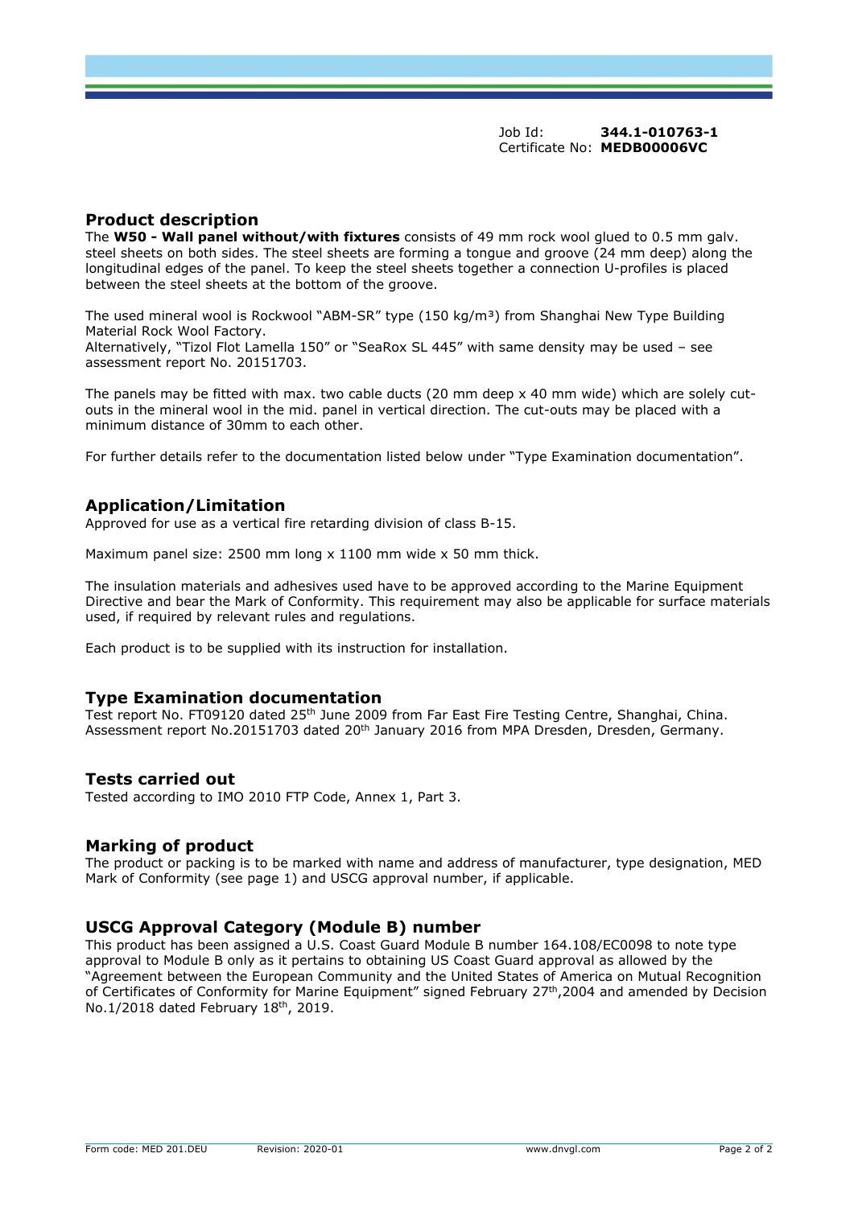Job Id: **344.1-010763-1**
Certificate No: **MEDB00006VC**

## Product description

The **W50 - Wall panel without/with fixtures** consists of 49 mm rock wool glued to 0.5 mm galv. steel sheets on both sides. The steel sheets are forming a tongue and groove (24 mm deep) along the longitudinal edges of the panel. To keep the steel sheets together a connection U-profiles is placed between the steel sheets at the bottom of the groove.

The used mineral wool is Rockwool "ABM-SR" type (150 kg/m³) from Shanghai New Type Building Material Rock Wool Factory.
Alternatively, "Tizol Flot Lamella 150" or "SeaRox SL 445" with same density may be used – see assessment report No. 20151703.

The panels may be fitted with max. two cable ducts (20 mm deep x 40 mm wide) which are solely cut-outs in the mineral wool in the mid. panel in vertical direction. The cut-outs may be placed with a minimum distance of 30mm to each other.

For further details refer to the documentation listed below under "Type Examination documentation".

## Application/Limitation

Approved for use as a vertical fire retarding division of class B-15.

Maximum panel size: 2500 mm long x 1100 mm wide x 50 mm thick.

The insulation materials and adhesives used have to be approved according to the Marine Equipment Directive and bear the Mark of Conformity. This requirement may also be applicable for surface materials used, if required by relevant rules and regulations.

Each product is to be supplied with its instruction for installation.

## Type Examination documentation

Test report No. FT09120 dated 25th June 2009 from Far East Fire Testing Centre, Shanghai, China.
Assessment report No.20151703 dated 20th January 2016 from MPA Dresden, Dresden, Germany.

## Tests carried out

Tested according to IMO 2010 FTP Code, Annex 1, Part 3.

## Marking of product

The product or packing is to be marked with name and address of manufacturer, type designation, MED Mark of Conformity (see page 1) and USCG approval number, if applicable.

## USCG Approval Category (Module B) number

This product has been assigned a U.S. Coast Guard Module B number 164.108/EC0098 to note type approval to Module B only as it pertains to obtaining US Coast Guard approval as allowed by the "Agreement between the European Community and the United States of America on Mutual Recognition of Certificates of Conformity for Marine Equipment" signed February 27th,2004 and amended by Decision No.1/2018 dated February 18th, 2019.

Form code: MED 201.DEU Revision: 2020-01 www.dnvgl.com